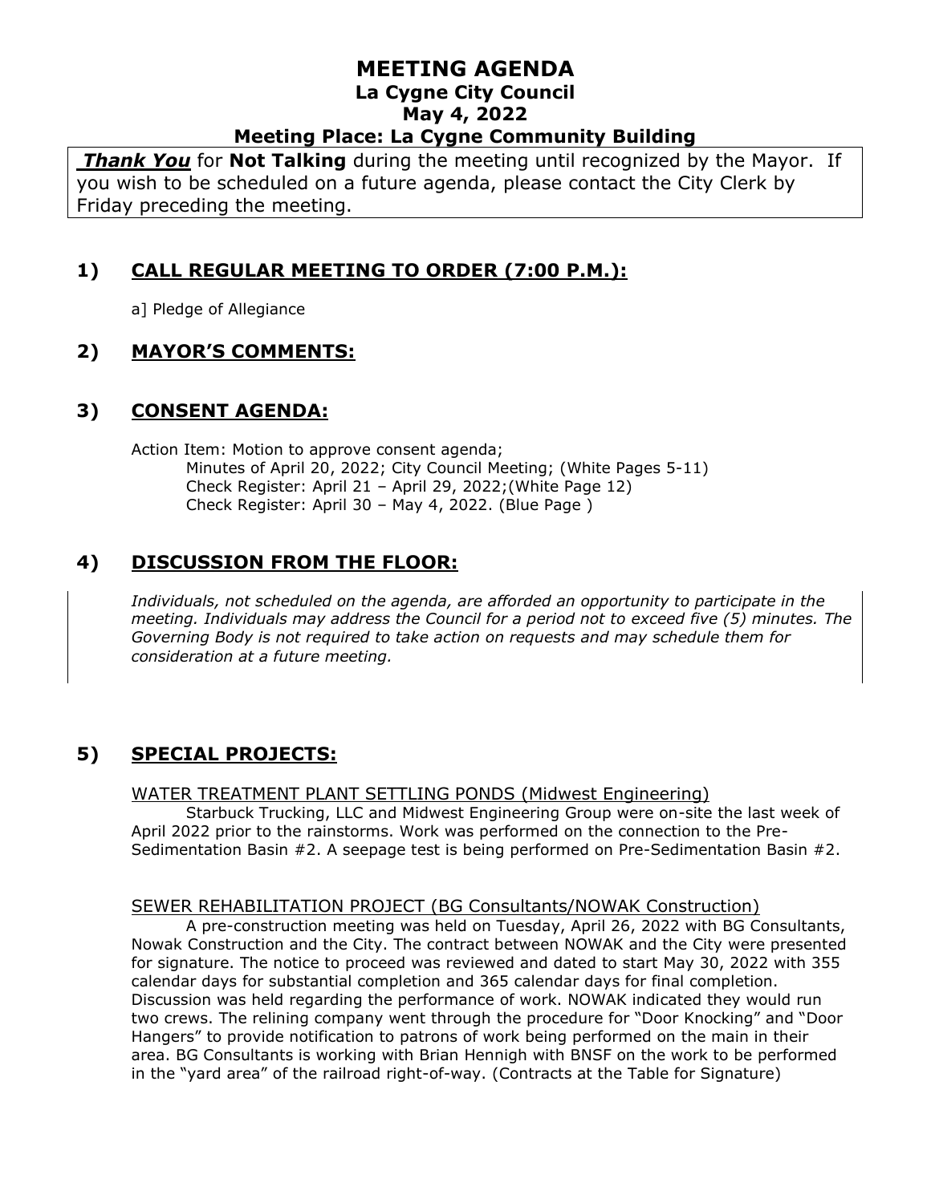# MEETING AGENDA
## La Cygne City Council
## May 4, 2022
## Meeting Place: La Cygne Community Building

***Thank You*** for **Not Talking** during the meeting until recognized by the Mayor. If you wish to be scheduled on a future agenda, please contact the City Clerk by Friday preceding the meeting.

## 1) CALL REGULAR MEETING TO ORDER (7:00 P.M.):

a] Pledge of Allegiance

## 2) MAYOR'S COMMENTS:

## 3) CONSENT AGENDA:

Action Item: Motion to approve consent agenda;
Minutes of April 20, 2022; City Council Meeting; (White Pages 5-11)
Check Register: April 21 – April 29, 2022;(White Page 12)
Check Register: April 30 – May 4, 2022. (Blue Page )

## 4) DISCUSSION FROM THE FLOOR:

*Individuals, not scheduled on the agenda, are afforded an opportunity to participate in the meeting. Individuals may address the Council for a period not to exceed five (5) minutes. The Governing Body is not required to take action on requests and may schedule them for consideration at a future meeting.*

## 5) SPECIAL PROJECTS:

WATER TREATMENT PLANT SETTLING PONDS (Midwest Engineering)

Starbuck Trucking, LLC and Midwest Engineering Group were on-site the last week of April 2022 prior to the rainstorms. Work was performed on the connection to the Pre-Sedimentation Basin #2. A seepage test is being performed on Pre-Sedimentation Basin #2.

SEWER REHABILITATION PROJECT (BG Consultants/NOWAK Construction)

A pre-construction meeting was held on Tuesday, April 26, 2022 with BG Consultants, Nowak Construction and the City. The contract between NOWAK and the City were presented for signature. The notice to proceed was reviewed and dated to start May 30, 2022 with 355 calendar days for substantial completion and 365 calendar days for final completion. Discussion was held regarding the performance of work. NOWAK indicated they would run two crews. The relining company went through the procedure for "Door Knocking" and "Door Hangers" to provide notification to patrons of work being performed on the main in their area. BG Consultants is working with Brian Hennigh with BNSF on the work to be performed in the "yard area" of the railroad right-of-way. (Contracts at the Table for Signature)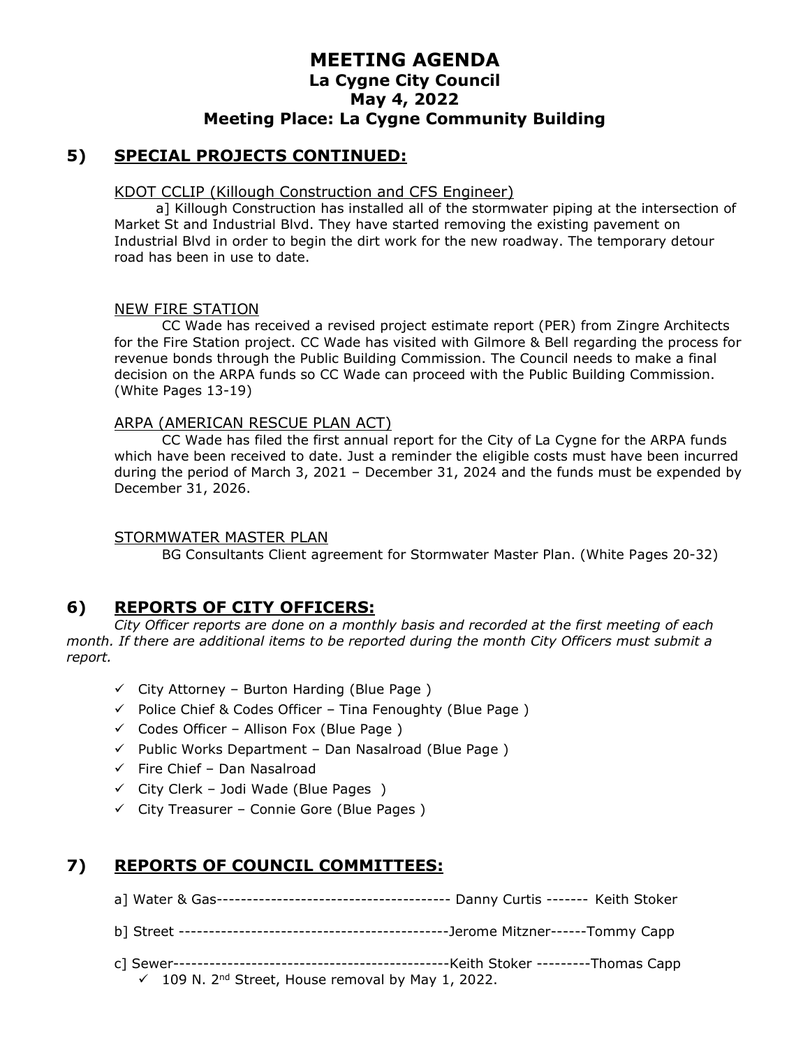# MEETING AGENDA
## La Cygne City Council
## May 4, 2022
## Meeting Place: La Cygne Community Building

## 5) SPECIAL PROJECTS CONTINUED:

KDOT CCLIP (Killough Construction and CFS Engineer)

a] Killough Construction has installed all of the stormwater piping at the intersection of Market St and Industrial Blvd. They have started removing the existing pavement on Industrial Blvd in order to begin the dirt work for the new roadway. The temporary detour road has been in use to date.

NEW FIRE STATION

CC Wade has received a revised project estimate report (PER) from Zingre Architects for the Fire Station project. CC Wade has visited with Gilmore & Bell regarding the process for revenue bonds through the Public Building Commission. The Council needs to make a final decision on the ARPA funds so CC Wade can proceed with the Public Building Commission. (White Pages 13-19)

ARPA (AMERICAN RESCUE PLAN ACT)

CC Wade has filed the first annual report for the City of La Cygne for the ARPA funds which have been received to date. Just a reminder the eligible costs must have been incurred during the period of March 3, 2021 – December 31, 2024 and the funds must be expended by December 31, 2026.

STORMWATER MASTER PLAN

BG Consultants Client agreement for Stormwater Master Plan. (White Pages 20-32)

## 6) REPORTS OF CITY OFFICERS:

*City Officer reports are done on a monthly basis and recorded at the first meeting of each month. If there are additional items to be reported during the month City Officers must submit a report.*

- ✓ City Attorney – Burton Harding (Blue Page )
- ✓ Police Chief & Codes Officer – Tina Fenoughty (Blue Page )
- ✓ Codes Officer – Allison Fox (Blue Page )
- ✓ Public Works Department – Dan Nasalroad (Blue Page )
- ✓ Fire Chief – Dan Nasalroad
- ✓ City Clerk – Jodi Wade (Blue Pages )
- ✓ City Treasurer – Connie Gore (Blue Pages )

## 7) REPORTS OF COUNCIL COMMITTEES:

a] Water & Gas--------------------------------------- Danny Curtis ------- Keith Stoker

b] Street --------------------------------------------Jerome Mitzner------Tommy Capp

c] Sewer----------------------------------------------Keith Stoker ---------Thomas Capp

- ✓ 109 N. 2nd Street, House removal by May 1, 2022.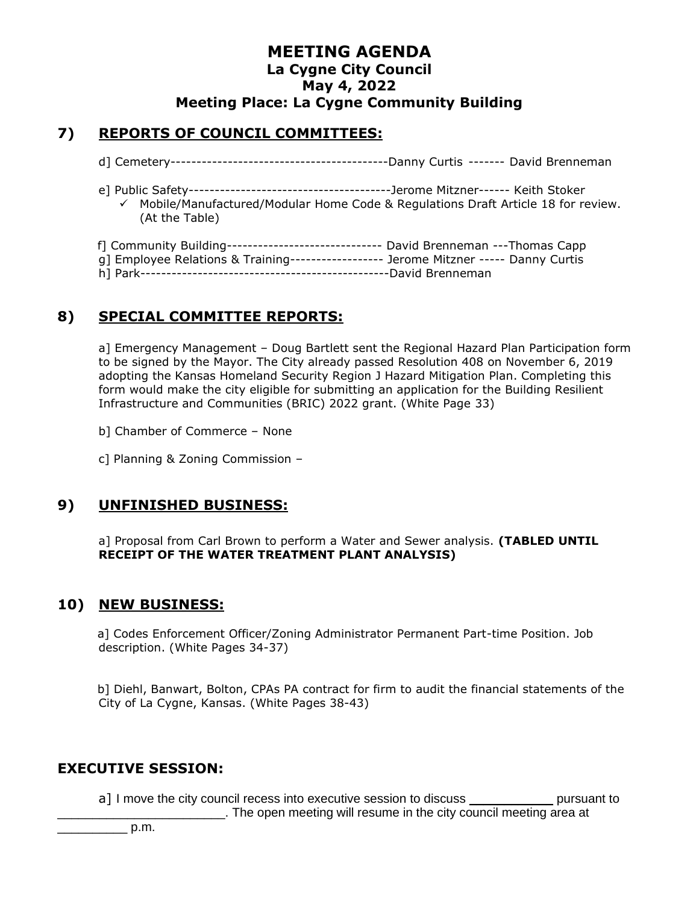# MEETING AGENDA
## La Cygne City Council
## May 4, 2022
## Meeting Place: La Cygne Community Building

## 7) REPORTS OF COUNCIL COMMITTEES:

d] Cemetery------------------------------------------Danny Curtis ------- David Brenneman

e] Public Safety---------------------------------------Jerome Mitzner------ Keith Stoker

- ✓ Mobile/Manufactured/Modular Home Code & Regulations Draft Article 18 for review. (At the Table)

f] Community Building------------------------------ David Brenneman ---Thomas Capp
g] Employee Relations & Training------------------ Jerome Mitzner ----- Danny Curtis
h] Park-----------------------------------------------David Brenneman

## 8) SPECIAL COMMITTEE REPORTS:

a] Emergency Management – Doug Bartlett sent the Regional Hazard Plan Participation form to be signed by the Mayor. The City already passed Resolution 408 on November 6, 2019 adopting the Kansas Homeland Security Region J Hazard Mitigation Plan. Completing this form would make the city eligible for submitting an application for the Building Resilient Infrastructure and Communities (BRIC) 2022 grant. (White Page 33)

b] Chamber of Commerce – None

c] Planning & Zoning Commission –

## 9) UNFINISHED BUSINESS:

a] Proposal from Carl Brown to perform a Water and Sewer analysis. **(TABLED UNTIL RECEIPT OF THE WATER TREATMENT PLANT ANALYSIS)**

## 10) NEW BUSINESS:

a] Codes Enforcement Officer/Zoning Administrator Permanent Part-time Position. Job description. (White Pages 34-37)

b] Diehl, Banwart, Bolton, CPAs PA contract for firm to audit the financial statements of the City of La Cygne, Kansas. (White Pages 38-43)

## EXECUTIVE SESSION:

a] I move the city council recess into executive session to discuss ___________ pursuant to ________________________. The open meeting will resume in the city council meeting area at __________ p.m.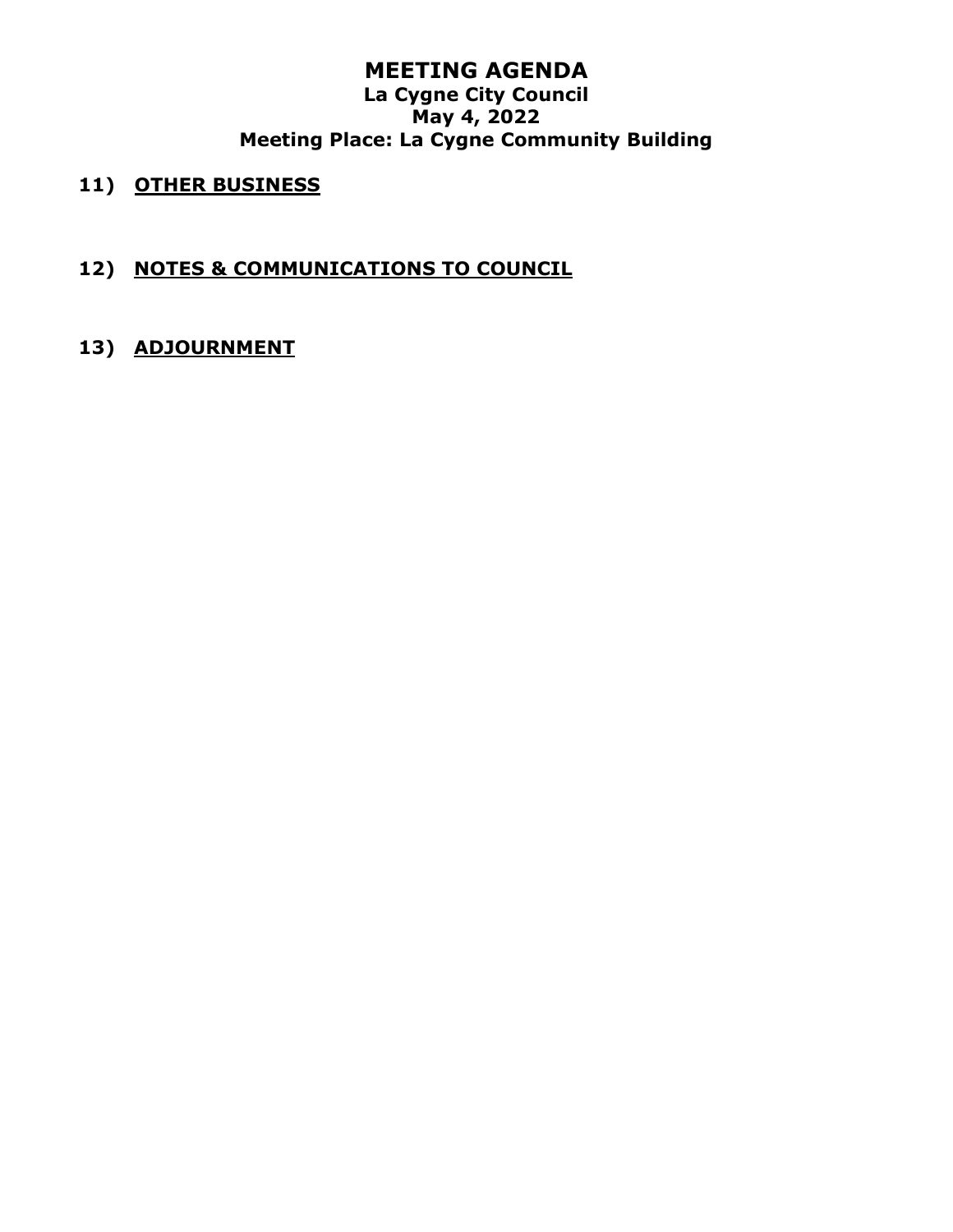# MEETING AGENDA
## La Cygne City Council
## May 4, 2022
## Meeting Place: La Cygne Community Building

**11) OTHER BUSINESS**

**12) NOTES & COMMUNICATIONS TO COUNCIL**

**13) ADJOURNMENT**